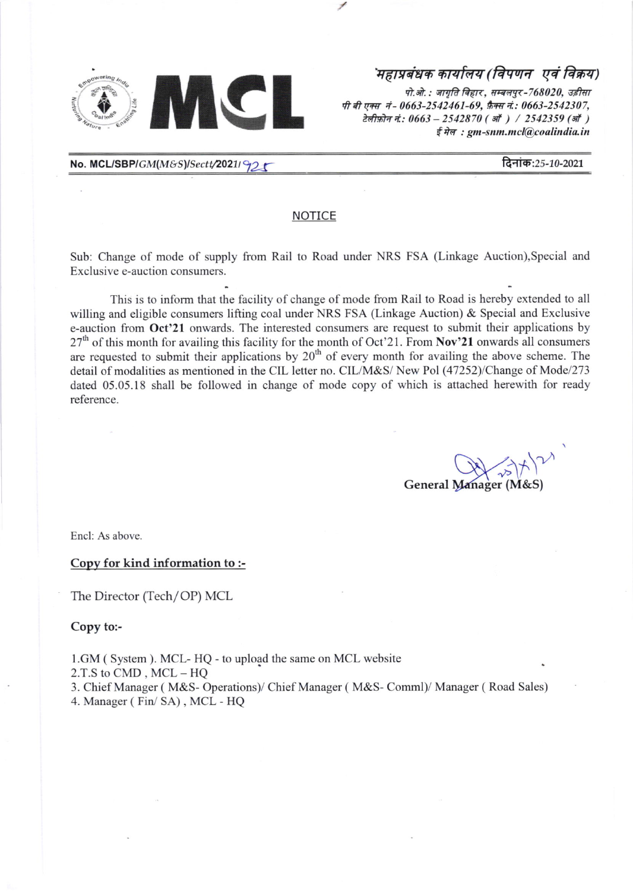MCL

महाप्रबंधक कार्यालय (विपणन एवं विक्रय)
पो.ओ. : जागृति विहार, सम्बलपुर-768020, उड़ीसा
पी बी एक्स नं- 0663-2542461-69, फ़ैक्स नं.: 0663-2542307,
टेलीफ़ोन नं.: 0663 – 2542870 ( ऑ ) / 2542359 (ऑ )
ई मेल : gm-snm.mcl@coalindia.in

**No. MCL/SBP/*GM(M&S)/Sectt/*2021/925**

**दिनांक**:25-10-2021

## NOTICE

Sub: Change of mode of supply from Rail to Road under NRS FSA (Linkage Auction),Special and Exclusive e-auction consumers.

This is to inform that the facility of change of mode from Rail to Road is hereby extended to all willing and eligible consumers lifting coal under NRS FSA (Linkage Auction) & Special and Exclusive e-auction from **Oct'21** onwards. The interested consumers are request to submit their applications by 27th of this month for availing this facility for the month of Oct'21. From **Nov'21** onwards all consumers are requested to submit their applications by 20th of every month for availing the above scheme. The detail of modalities as mentioned in the CIL letter no. CIL/M&S/ New Pol (47252)/Change of Mode/273 dated 05.05.18 shall be followed in change of mode copy of which is attached herewith for ready reference.

General Manager (M&S)

Encl: As above.

**Copy for kind information to :-**

The Director (Tech/OP) MCL

**Copy to:-**

1.GM ( System ). MCL- HQ - to upload the same on MCL website
2.T.S to CMD , MCL – HQ
3. Chief Manager ( M&S- Operations)/ Chief Manager ( M&S- Comml)/ Manager ( Road Sales)
4. Manager ( Fin/ SA) , MCL - HQ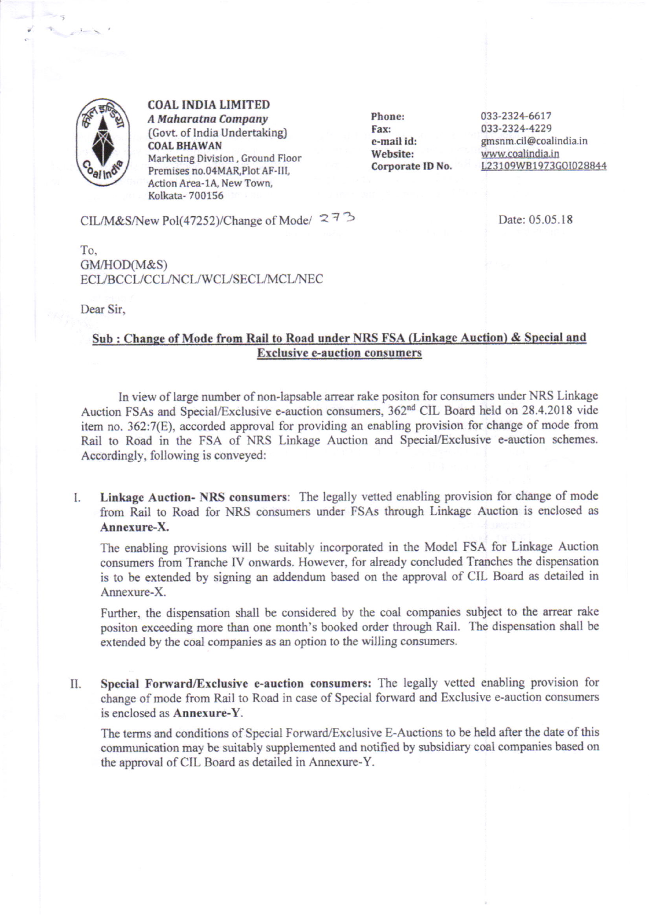**COAL INDIA LIMITED**
***A Maharatna Company***
(Govt. of India Undertaking)
**COAL BHAWAN**
Marketing Division , Ground Floor
Premises no.04MAR,Plot AF-III,
Action Area-1A, New Town,
Kolkata- 700156

**Phone:** 033-2324-6617
**Fax:** 033-2324-4229
**e-mail id:** gmsnm.cil@coalindia.in
**Website:** www.coalindia.in
**Corporate ID No.** L23109WB1973GOI028844

CIL/M&S/New Pol(47252)/Change of Mode/ 273

Date: 05.05.18

To,
GM/HOD(M&S)
ECL/BCCL/CCL/NCL/WCL/SECL/MCL/NEC

Dear Sir,

**Sub : Change of Mode from Rail to Road under NRS FSA (Linkage Auction) & Special and Exclusive e-auction consumers**

In view of large number of non-lapsable arrear rake positon for consumers under NRS Linkage Auction FSAs and Special/Exclusive e-auction consumers, 362[nd] CIL Board held on 28.4.2018 vide item no. 362:7(E), accorded approval for providing an enabling provision for change of mode from Rail to Road in the FSA of NRS Linkage Auction and Special/Exclusive e-auction schemes. Accordingly, following is conveyed:

I. **Linkage Auction- NRS consumers**: The legally vetted enabling provision for change of mode from Rail to Road for NRS consumers under FSAs through Linkage Auction is enclosed as **Annexure-X.**

   The enabling provisions will be suitably incorporated in the Model FSA for Linkage Auction consumers from Tranche IV onwards. However, for already concluded Tranches the dispensation is to be extended by signing an addendum based on the approval of CIL Board as detailed in Annexure-X.

   Further, the dispensation shall be considered by the coal companies subject to the arrear rake positon exceeding more than one month's booked order through Rail. The dispensation shall be extended by the coal companies as an option to the willing consumers.

II. **Special Forward/Exclusive e-auction consumers:** The legally vetted enabling provision for change of mode from Rail to Road in case of Special forward and Exclusive e-auction consumers is enclosed as **Annexure-Y**.

   The terms and conditions of Special Forward/Exclusive E-Auctions to be held after the date of this communication may be suitably supplemented and notified by subsidiary coal companies based on the approval of CIL Board as detailed in Annexure-Y.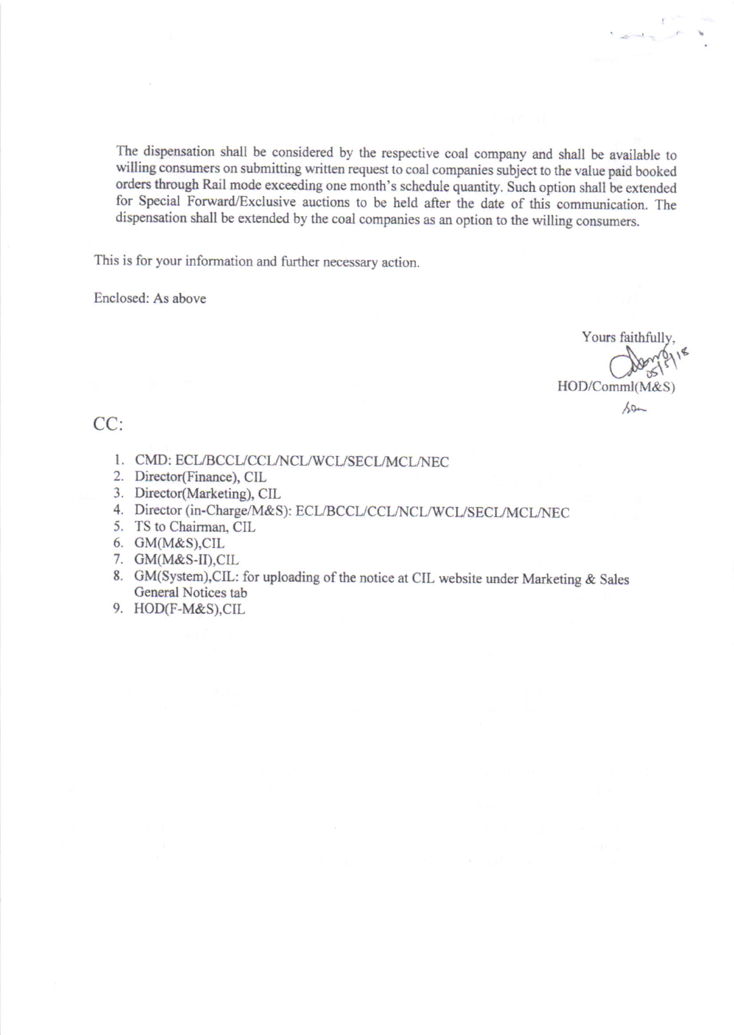The dispensation shall be considered by the respective coal company and shall be available to willing consumers on submitting written request to coal companies subject to the value paid booked orders through Rail mode exceeding one month's schedule quantity. Such option shall be extended for Special Forward/Exclusive auctions to be held after the date of this communication. The dispensation shall be extended by the coal companies as an option to the willing consumers.

This is for your information and further necessary action.

Enclosed: As above

Yours faithfully,

05/9/18

HOD/Comml(M&S)

CC:

1. CMD: ECL/BCCL/CCL/NCL/WCL/SECL/MCL/NEC
2. Director(Finance), CIL
3. Director(Marketing), CIL
4. Director (in-Charge/M&S): ECL/BCCL/CCL/NCL/WCL/SECL/MCL/NEC
5. TS to Chairman, CIL
6. GM(M&S),CIL
7. GM(M&S-II),CIL
8. GM(System),CIL: for uploading of the notice at CIL website under Marketing & Sales General Notices tab
9. HOD(F-M&S),CIL